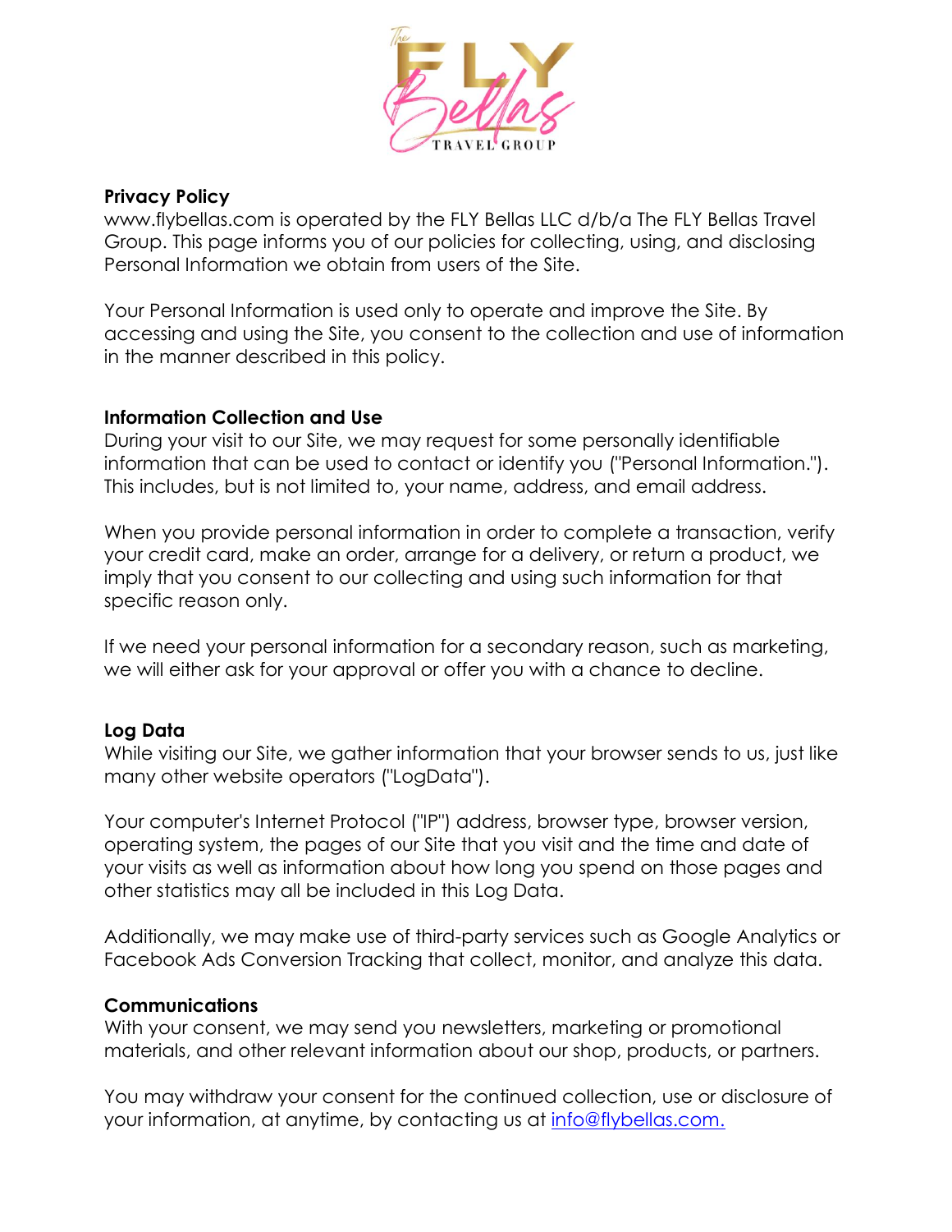## Privacy Policy

www.flybellas.com is operated by the FLY Bellas LLC d/b/a The FLY Bellas Travel Group. This page informs you of our policies for collecting, using, and disclosing Personal Information we obtain from users of the Site.

Your Personal Information is used only to operate and improve the Site. By accessing and using the Site, you consent to the collection and use of information in the manner described in this policy.

## Information Collection and Use

During your visit to our Site, we may request for some personally identifiable information that can be used to contact or identify you ("Personal Information."). This includes, but is not limited to, your name, address, and email address.

When you provide personal information in order to complete a transaction, verify your credit card, make an order, arrange for a delivery, or return a product, we imply that you consent to our collecting and using such information for that specific reason only.

If we need your personal information for a secondary reason, such as marketing, we will either ask for your approval or offer you with a chance to decline.

## Log Data

While visiting our Site, we gather information that your browser sends to us, just like many other website operators ("LogData").

Your computer's Internet Protocol ("IP") address, browser type, browser version, operating system, the pages of our Site that you visit and the time and date of your visits as well as information about how long you spend on those pages and other statistics may all be included in this Log Data.

Additionally, we may make use of third-party services such as Google Analytics or Facebook Ads Conversion Tracking that collect, monitor, and analyze this data.

## Communications

With your consent, we may send you newsletters, marketing or promotional materials, and other relevant information about our shop, products, or partners.

You may withdraw your consent for the continued collection, use or disclosure of your information, at anytime, by contacting us at [info@flybellas.com.](mailto:info@flybellas.com)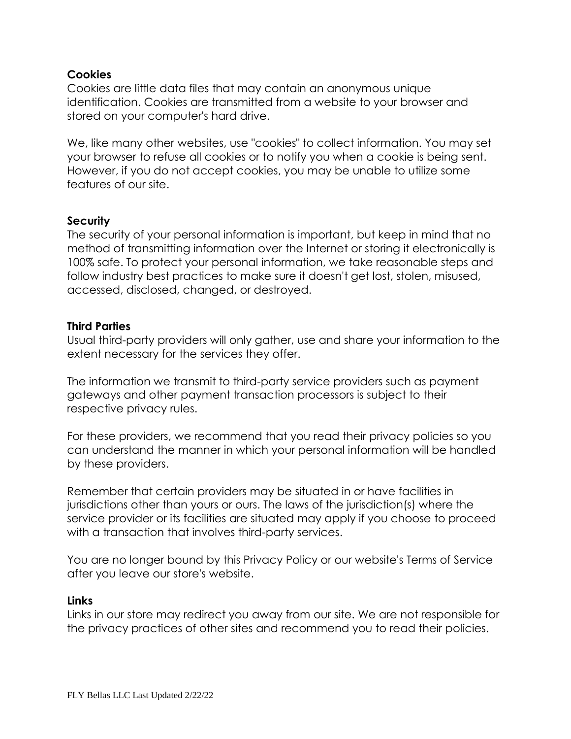**Cookies**

Cookies are little data files that may contain an anonymous unique identification. Cookies are transmitted from a website to your browser and stored on your computer's hard drive.

We, like many other websites, use "cookies" to collect information. You may set your browser to refuse all cookies or to notify you when a cookie is being sent. However, if you do not accept cookies, you may be unable to utilize some features of our site.

**Security**

The security of your personal information is important, but keep in mind that no method of transmitting information over the Internet or storing it electronically is 100% safe. To protect your personal information, we take reasonable steps and follow industry best practices to make sure it doesn't get lost, stolen, misused, accessed, disclosed, changed, or destroyed.

**Third Parties**

Usual third-party providers will only gather, use and share your information to the extent necessary for the services they offer.

The information we transmit to third-party service providers such as payment gateways and other payment transaction processors is subject to their respective privacy rules.

For these providers, we recommend that you read their privacy policies so you can understand the manner in which your personal information will be handled by these providers.

Remember that certain providers may be situated in or have facilities in jurisdictions other than yours or ours. The laws of the jurisdiction(s) where the service provider or its facilities are situated may apply if you choose to proceed with a transaction that involves third-party services.

You are no longer bound by this Privacy Policy or our website's Terms of Service after you leave our store's website.

**Links**

Links in our store may redirect you away from our site. We are not responsible for the privacy practices of other sites and recommend you to read their policies.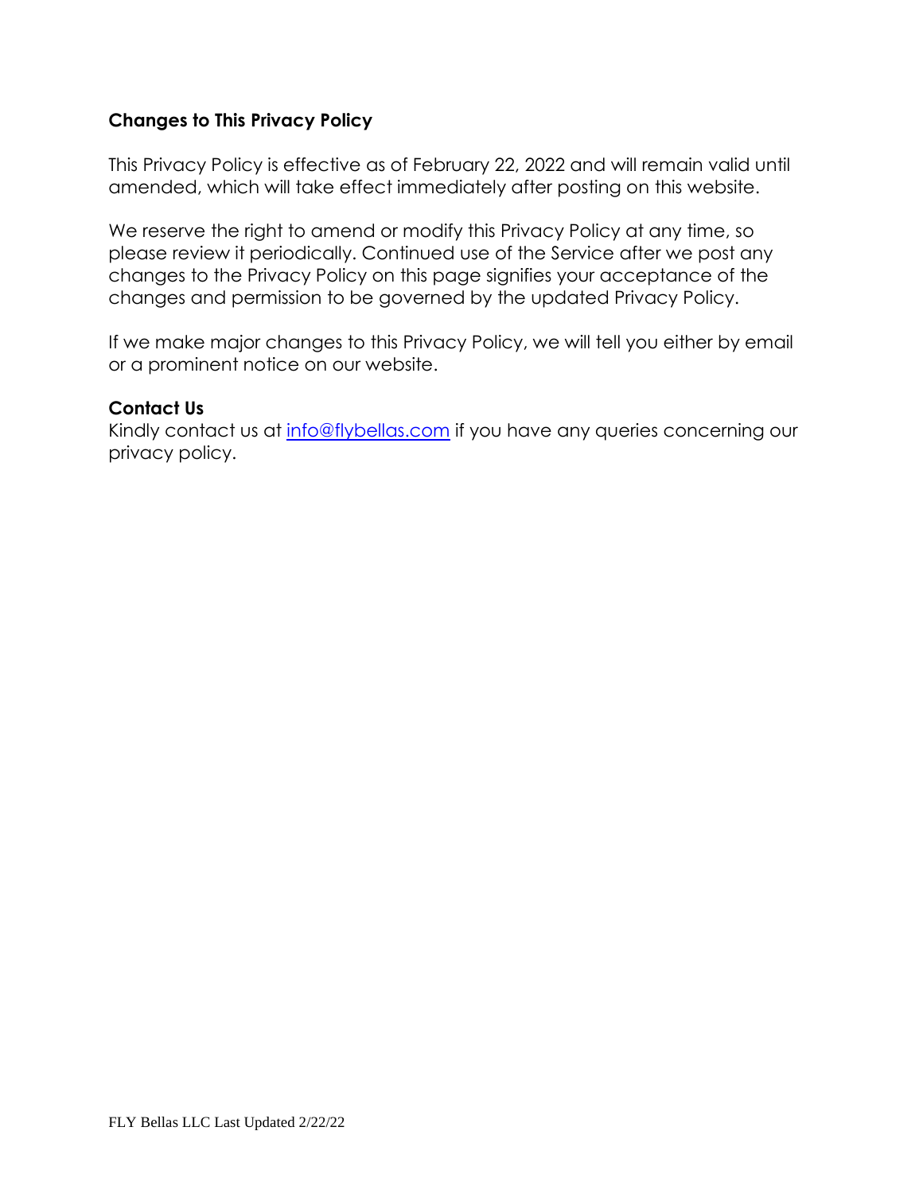### Changes to This Privacy Policy

This Privacy Policy is effective as of February 22, 2022 and will remain valid until amended, which will take effect immediately after posting on this website.

We reserve the right to amend or modify this Privacy Policy at any time, so please review it periodically. Continued use of the Service after we post any changes to the Privacy Policy on this page signifies your acceptance of the changes and permission to be governed by the updated Privacy Policy.

If we make major changes to this Privacy Policy, we will tell you either by email or a prominent notice on our website.

### Contact Us

Kindly contact us at info@flybellas.com if you have any queries concerning our privacy policy.

FLY Bellas LLC Last Updated 2/22/22